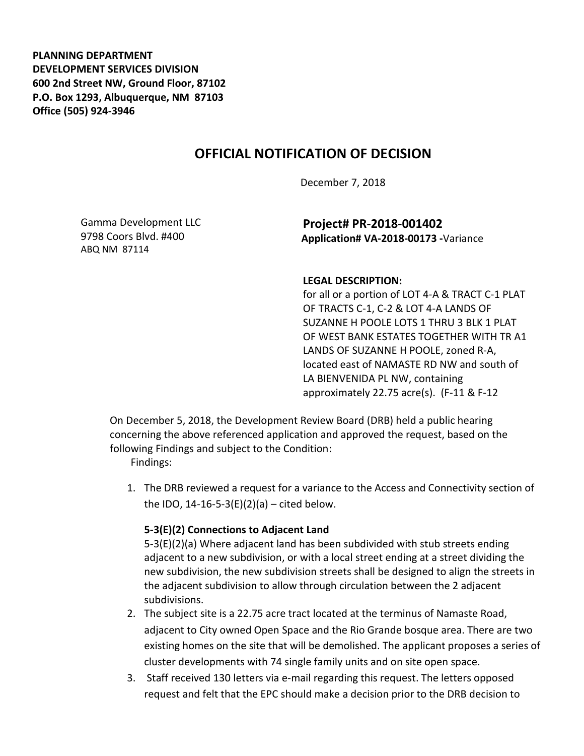**PLANNING DEPARTMENT**
**DEVELOPMENT SERVICES DIVISION**
**600 2nd Street NW, Ground Floor, 87102**
**P.O. Box 1293, Albuquerque, NM 87103**
**Office (505) 924-3946**

# OFFICIAL NOTIFICATION OF DECISION

December 7, 2018

Gamma Development LLC
9798 Coors Blvd. #400
ABQ NM 87114

**Project# PR-2018-001402**
**Application# VA-2018-00173 -**Variance

**LEGAL DESCRIPTION:**
for all or a portion of LOT 4-A & TRACT C-1 PLAT OF TRACTS C-1, C-2 & LOT 4-A LANDS OF SUZANNE H POOLE LOTS 1 THRU 3 BLK 1 PLAT OF WEST BANK ESTATES TOGETHER WITH TR A1 LANDS OF SUZANNE H POOLE, zoned R-A, located east of NAMASTE RD NW and south of LA BIENVENIDA PL NW, containing approximately 22.75 acre(s). (F-11 & F-12

On December 5, 2018, the Development Review Board (DRB) held a public hearing concerning the above referenced application and approved the request, based on the following Findings and subject to the Condition:

Findings:

1. The DRB reviewed a request for a variance to the Access and Connectivity section of the IDO, 14-16-5-3(E)(2)(a) – cited below.

   **5-3(E)(2) Connections to Adjacent Land**
   5-3(E)(2)(a) Where adjacent land has been subdivided with stub streets ending adjacent to a new subdivision, or with a local street ending at a street dividing the new subdivision, the new subdivision streets shall be designed to align the streets in the adjacent subdivision to allow through circulation between the 2 adjacent subdivisions.

2. The subject site is a 22.75 acre tract located at the terminus of Namaste Road, adjacent to City owned Open Space and the Rio Grande bosque area. There are two existing homes on the site that will be demolished. The applicant proposes a series of cluster developments with 74 single family units and on site open space.
3. Staff received 130 letters via e-mail regarding this request. The letters opposed request and felt that the EPC should make a decision prior to the DRB decision to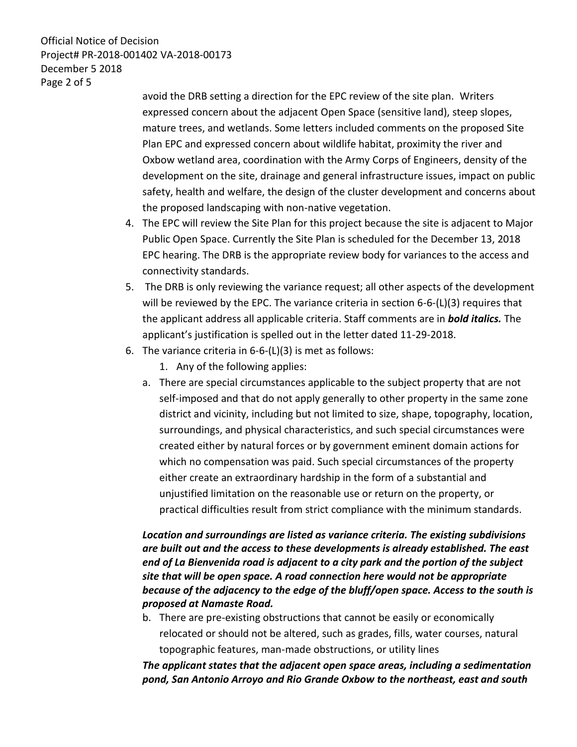avoid the DRB setting a direction for the EPC review of the site plan. Writers expressed concern about the adjacent Open Space (sensitive land), steep slopes, mature trees, and wetlands. Some letters included comments on the proposed Site Plan EPC and expressed concern about wildlife habitat, proximity the river and Oxbow wetland area, coordination with the Army Corps of Engineers, density of the development on the site, drainage and general infrastructure issues, impact on public safety, health and welfare, the design of the cluster development and concerns about the proposed landscaping with non-native vegetation.

4. The EPC will review the Site Plan for this project because the site is adjacent to Major Public Open Space. Currently the Site Plan is scheduled for the December 13, 2018 EPC hearing. The DRB is the appropriate review body for variances to the access and connectivity standards.
5. The DRB is only reviewing the variance request; all other aspects of the development will be reviewed by the EPC. The variance criteria in section 6-6-(L)(3) requires that the applicant address all applicable criteria. Staff comments are in ***bold italics.*** The applicant's justification is spelled out in the letter dated 11-29-2018.
6. The variance criteria in 6-6-(L)(3) is met as follows:
   1. Any of the following applies:

   a. There are special circumstances applicable to the subject property that are not self-imposed and that do not apply generally to other property in the same zone district and vicinity, including but not limited to size, shape, topography, location, surroundings, and physical characteristics, and such special circumstances were created either by natural forces or by government eminent domain actions for which no compensation was paid. Such special circumstances of the property either create an extraordinary hardship in the form of a substantial and unjustified limitation on the reasonable use or return on the property, or practical difficulties result from strict compliance with the minimum standards.

   ***Location and surroundings are listed as variance criteria. The existing subdivisions are built out and the access to these developments is already established. The east end of La Bienvenida road is adjacent to a city park and the portion of the subject site that will be open space. A road connection here would not be appropriate because of the adjacency to the edge of the bluff/open space. Access to the south is proposed at Namaste Road.***

   b. There are pre-existing obstructions that cannot be easily or economically relocated or should not be altered, such as grades, fills, water courses, natural topographic features, man-made obstructions, or utility lines

   ***The applicant states that the adjacent open space areas, including a sedimentation pond, San Antonio Arroyo and Rio Grande Oxbow to the northeast, east and south***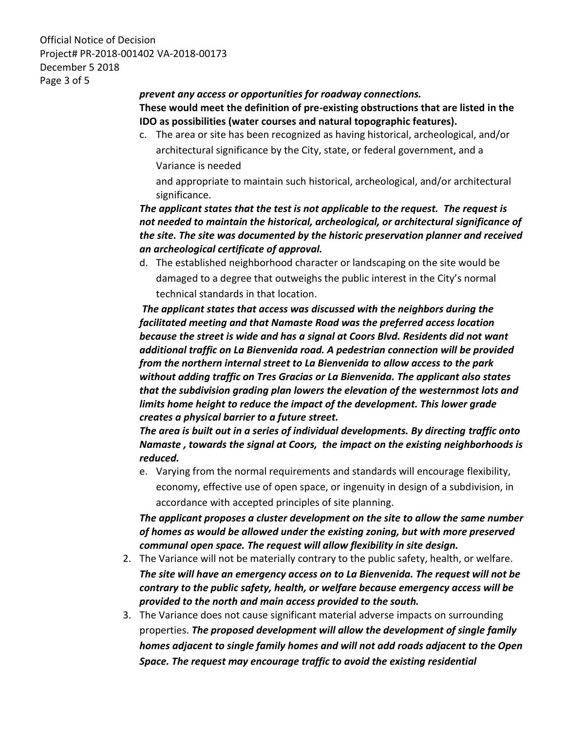***prevent any access or opportunities for roadway connections.***

**These would meet the definition of pre-existing obstructions that are listed in the IDO as possibilities (water courses and natural topographic features).**

c. The area or site has been recognized as having historical, archeological, and/or architectural significance by the City, state, or federal government, and a Variance is needed
and appropriate to maintain such historical, archeological, and/or architectural significance.

***The applicant states that the test is not applicable to the request. The request is not needed to maintain the historical, archeological, or architectural significance of the site. The site was documented by the historic preservation planner and received an archeological certificate of approval.***

d. The established neighborhood character or landscaping on the site would be damaged to a degree that outweighs the public interest in the City's normal technical standards in that location.

***The applicant states that access was discussed with the neighbors during the facilitated meeting and that Namaste Road was the preferred access location because the street is wide and has a signal at Coors Blvd. Residents did not want additional traffic on La Bienvenida road. A pedestrian connection will be provided from the northern internal street to La Bienvenida to allow access to the park without adding traffic on Tres Gracias or La Bienvenida. The applicant also states that the subdivision grading plan lowers the elevation of the westernmost lots and limits home height to reduce the impact of the development. This lower grade creates a physical barrier to a future street.***

***The area is built out in a series of individual developments. By directing traffic onto Namaste , towards the signal at Coors, the impact on the existing neighborhoods is reduced.***

e. Varying from the normal requirements and standards will encourage flexibility, economy, effective use of open space, or ingenuity in design of a subdivision, in accordance with accepted principles of site planning.

***The applicant proposes a cluster development on the site to allow the same number of homes as would be allowed under the existing zoning, but with more preserved communal open space. The request will allow flexibility in site design.***

2. The Variance will not be materially contrary to the public safety, health, or welfare. ***The site will have an emergency access on to La Bienvenida. The request will not be contrary to the public safety, health, or welfare because emergency access will be provided to the north and main access provided to the south.***
3. The Variance does not cause significant material adverse impacts on surrounding properties. ***The proposed development will allow the development of single family homes adjacent to single family homes and will not add roads adjacent to the Open Space. The request may encourage traffic to avoid the existing residential***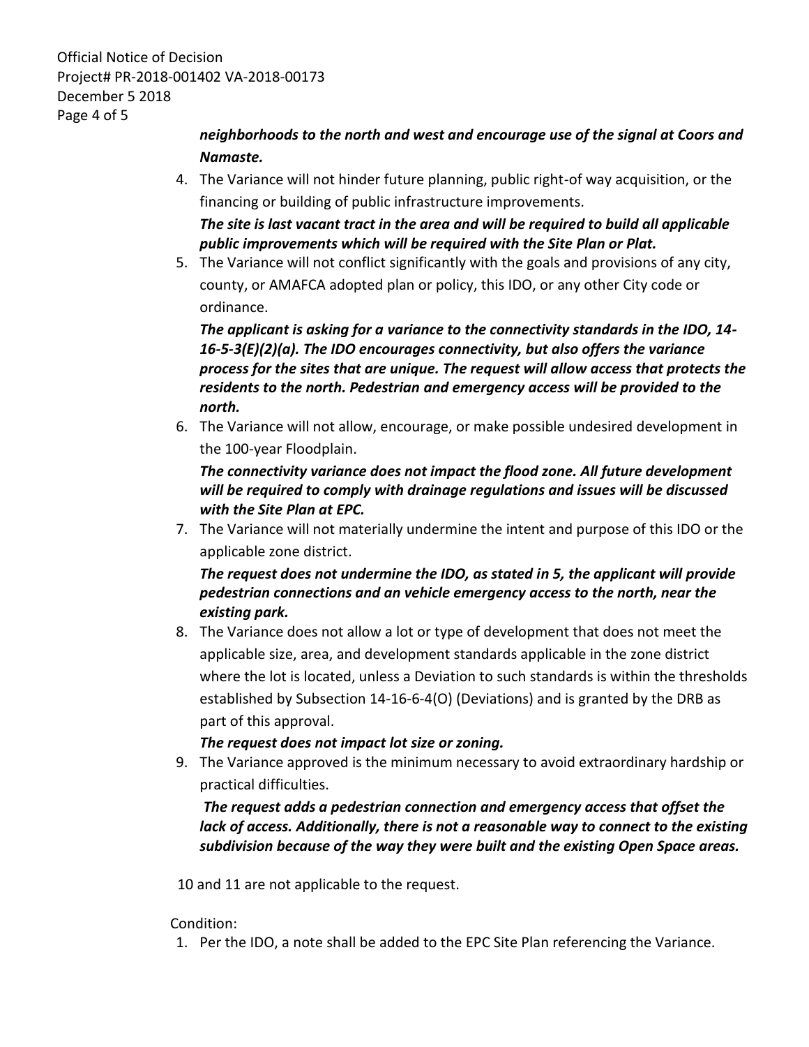***neighborhoods to the north and west and encourage use of the signal at Coors and Namaste.***

4. The Variance will not hinder future planning, public right-of way acquisition, or the financing or building of public infrastructure improvements.

   ***The site is last vacant tract in the area and will be required to build all applicable public improvements which will be required with the Site Plan or Plat.***

5. The Variance will not conflict significantly with the goals and provisions of any city, county, or AMAFCA adopted plan or policy, this IDO, or any other City code or ordinance.

   ***The applicant is asking for a variance to the connectivity standards in the IDO, 14-16-5-3(E)(2)(a). The IDO encourages connectivity, but also offers the variance process for the sites that are unique. The request will allow access that protects the residents to the north. Pedestrian and emergency access will be provided to the north.***

6. The Variance will not allow, encourage, or make possible undesired development in the 100-year Floodplain.

   ***The connectivity variance does not impact the flood zone. All future development will be required to comply with drainage regulations and issues will be discussed with the Site Plan at EPC.***

7. The Variance will not materially undermine the intent and purpose of this IDO or the applicable zone district.

   ***The request does not undermine the IDO, as stated in 5, the applicant will provide pedestrian connections and an vehicle emergency access to the north, near the existing park.***

8. The Variance does not allow a lot or type of development that does not meet the applicable size, area, and development standards applicable in the zone district where the lot is located, unless a Deviation to such standards is within the thresholds established by Subsection 14-16-6-4(O) (Deviations) and is granted by the DRB as part of this approval.

   ***The request does not impact lot size or zoning.***

9. The Variance approved is the minimum necessary to avoid extraordinary hardship or practical difficulties.

   ***The request adds a pedestrian connection and emergency access that offset the lack of access. Additionally, there is not a reasonable way to connect to the existing subdivision because of the way they were built and the existing Open Space areas.***

10 and 11 are not applicable to the request.

Condition:

1. Per the IDO, a note shall be added to the EPC Site Plan referencing the Variance.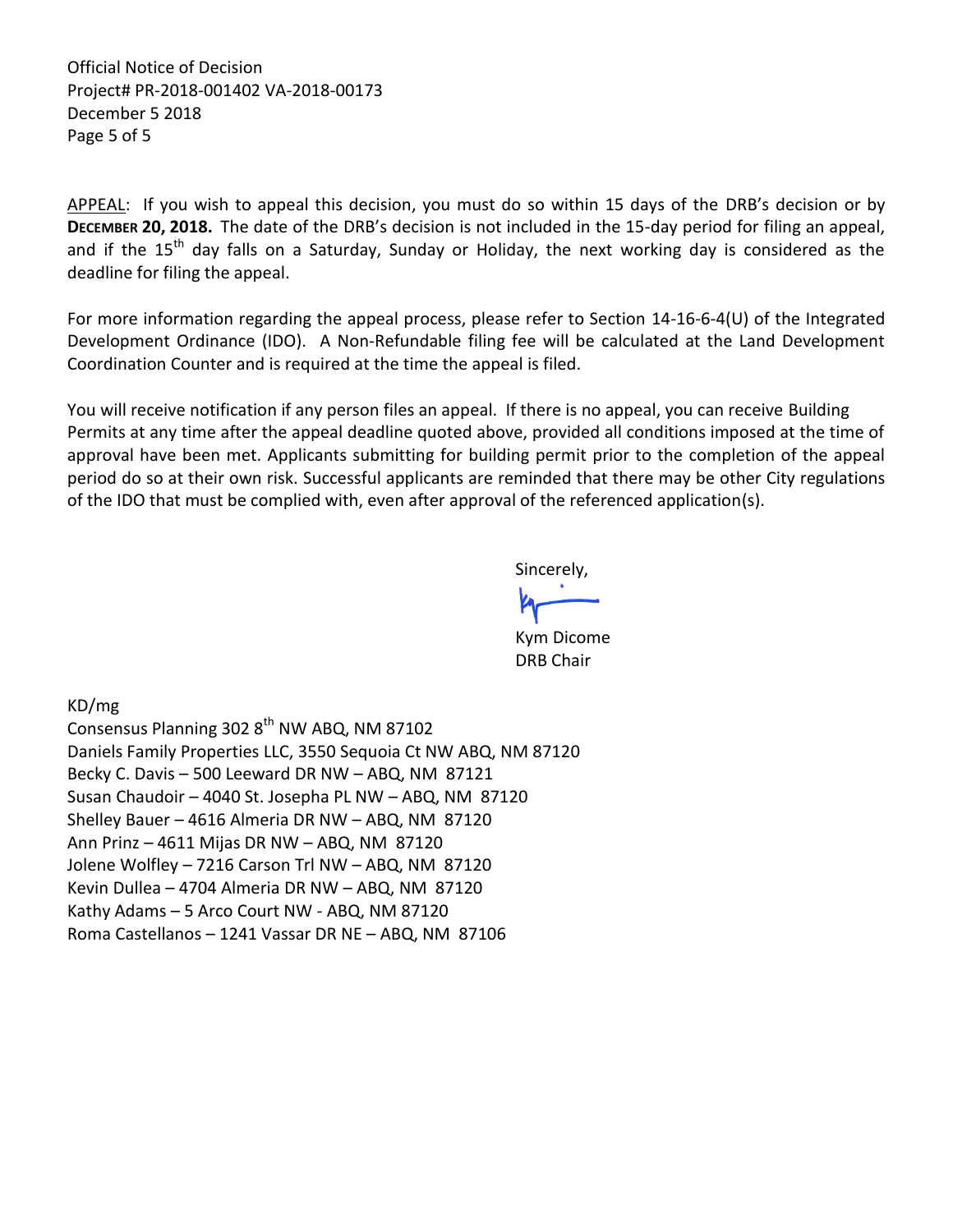Official Notice of Decision
Project# PR-2018-001402 VA-2018-00173
December 5 2018

APPEAL: If you wish to appeal this decision, you must do so within 15 days of the DRB's decision or by **DECEMBER 20, 2018.** The date of the DRB's decision is not included in the 15-day period for filing an appeal, and if the 15th day falls on a Saturday, Sunday or Holiday, the next working day is considered as the deadline for filing the appeal.

For more information regarding the appeal process, please refer to Section 14-16-6-4(U) of the Integrated Development Ordinance (IDO). A Non-Refundable filing fee will be calculated at the Land Development Coordination Counter and is required at the time the appeal is filed.

You will receive notification if any person files an appeal. If there is no appeal, you can receive Building Permits at any time after the appeal deadline quoted above, provided all conditions imposed at the time of approval have been met. Applicants submitting for building permit prior to the completion of the appeal period do so at their own risk. Successful applicants are reminded that there may be other City regulations of the IDO that must be complied with, even after approval of the referenced application(s).

Sincerely,

Kym Dicome
DRB Chair

KD/mg
Consensus Planning 302 8th NW ABQ, NM 87102
Daniels Family Properties LLC, 3550 Sequoia Ct NW ABQ, NM 87120
Becky C. Davis – 500 Leeward DR NW – ABQ, NM 87121
Susan Chaudoir – 4040 St. Josepha PL NW – ABQ, NM 87120
Shelley Bauer – 4616 Almeria DR NW – ABQ, NM 87120
Ann Prinz – 4611 Mijas DR NW – ABQ, NM 87120
Jolene Wolfley – 7216 Carson Trl NW – ABQ, NM 87120
Kevin Dullea – 4704 Almeria DR NW – ABQ, NM 87120
Kathy Adams – 5 Arco Court NW - ABQ, NM 87120
Roma Castellanos – 1241 Vassar DR NE – ABQ, NM 87106